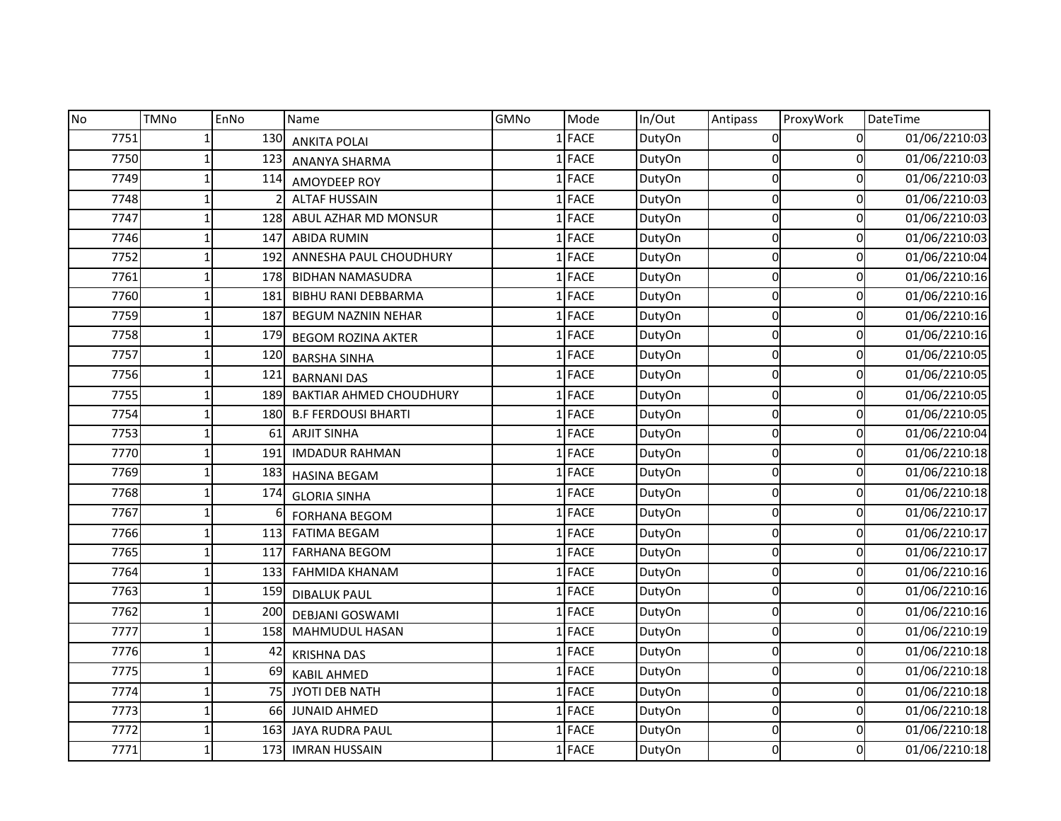| No | TMNo | EnNo | Name | GMNo | Mode | In/Out | Antipass | ProxyWork | DateTime |
|---|---|---|---|---|---|---|---|---|---|
| 7751 | 1 | 130 | ANKITA POLAI | 1 | FACE | DutyOn | 0 | 0 | 01/06/2210:03 |
| 7750 | 1 | 123 | ANANYA SHARMA | 1 | FACE | DutyOn | 0 | 0 | 01/06/2210:03 |
| 7749 | 1 | 114 | AMOYDEEP ROY | 1 | FACE | DutyOn | 0 | 0 | 01/06/2210:03 |
| 7748 | 1 | 2 | ALTAF HUSSAIN | 1 | FACE | DutyOn | 0 | 0 | 01/06/2210:03 |
| 7747 | 1 | 128 | ABUL AZHAR MD MONSUR | 1 | FACE | DutyOn | 0 | 0 | 01/06/2210:03 |
| 7746 | 1 | 147 | ABIDA RUMIN | 1 | FACE | DutyOn | 0 | 0 | 01/06/2210:03 |
| 7752 | 1 | 192 | ANNESHA PAUL CHOUDHURY | 1 | FACE | DutyOn | 0 | 0 | 01/06/2210:04 |
| 7761 | 1 | 178 | BIDHAN NAMASUDRA | 1 | FACE | DutyOn | 0 | 0 | 01/06/2210:16 |
| 7760 | 1 | 181 | BIBHU RANI DEBBARMA | 1 | FACE | DutyOn | 0 | 0 | 01/06/2210:16 |
| 7759 | 1 | 187 | BEGUM NAZNIN NEHAR | 1 | FACE | DutyOn | 0 | 0 | 01/06/2210:16 |
| 7758 | 1 | 179 | BEGOM ROZINA AKTER | 1 | FACE | DutyOn | 0 | 0 | 01/06/2210:16 |
| 7757 | 1 | 120 | BARSHA SINHA | 1 | FACE | DutyOn | 0 | 0 | 01/06/2210:05 |
| 7756 | 1 | 121 | BARNANI DAS | 1 | FACE | DutyOn | 0 | 0 | 01/06/2210:05 |
| 7755 | 1 | 189 | BAKTIAR AHMED CHOUDHURY | 1 | FACE | DutyOn | 0 | 0 | 01/06/2210:05 |
| 7754 | 1 | 180 | B.F FERDOUSI BHARTI | 1 | FACE | DutyOn | 0 | 0 | 01/06/2210:05 |
| 7753 | 1 | 61 | ARJIT SINHA | 1 | FACE | DutyOn | 0 | 0 | 01/06/2210:04 |
| 7770 | 1 | 191 | IMDADUR RAHMAN | 1 | FACE | DutyOn | 0 | 0 | 01/06/2210:18 |
| 7769 | 1 | 183 | HASINA BEGAM | 1 | FACE | DutyOn | 0 | 0 | 01/06/2210:18 |
| 7768 | 1 | 174 | GLORIA SINHA | 1 | FACE | DutyOn | 0 | 0 | 01/06/2210:18 |
| 7767 | 1 | 6 | FORHANA BEGOM | 1 | FACE | DutyOn | 0 | 0 | 01/06/2210:17 |
| 7766 | 1 | 113 | FATIMA BEGAM | 1 | FACE | DutyOn | 0 | 0 | 01/06/2210:17 |
| 7765 | 1 | 117 | FARHANA BEGOM | 1 | FACE | DutyOn | 0 | 0 | 01/06/2210:17 |
| 7764 | 1 | 133 | FAHMIDA KHANAM | 1 | FACE | DutyOn | 0 | 0 | 01/06/2210:16 |
| 7763 | 1 | 159 | DIBALUK PAUL | 1 | FACE | DutyOn | 0 | 0 | 01/06/2210:16 |
| 7762 | 1 | 200 | DEBJANI GOSWAMI | 1 | FACE | DutyOn | 0 | 0 | 01/06/2210:16 |
| 7777 | 1 | 158 | MAHMUDUL HASAN | 1 | FACE | DutyOn | 0 | 0 | 01/06/2210:19 |
| 7776 | 1 | 42 | KRISHNA DAS | 1 | FACE | DutyOn | 0 | 0 | 01/06/2210:18 |
| 7775 | 1 | 69 | KABIL AHMED | 1 | FACE | DutyOn | 0 | 0 | 01/06/2210:18 |
| 7774 | 1 | 75 | JYOTI DEB NATH | 1 | FACE | DutyOn | 0 | 0 | 01/06/2210:18 |
| 7773 | 1 | 66 | JUNAID AHMED | 1 | FACE | DutyOn | 0 | 0 | 01/06/2210:18 |
| 7772 | 1 | 163 | JAYA RUDRA PAUL | 1 | FACE | DutyOn | 0 | 0 | 01/06/2210:18 |
| 7771 | 1 | 173 | IMRAN HUSSAIN | 1 | FACE | DutyOn | 0 | 0 | 01/06/2210:18 |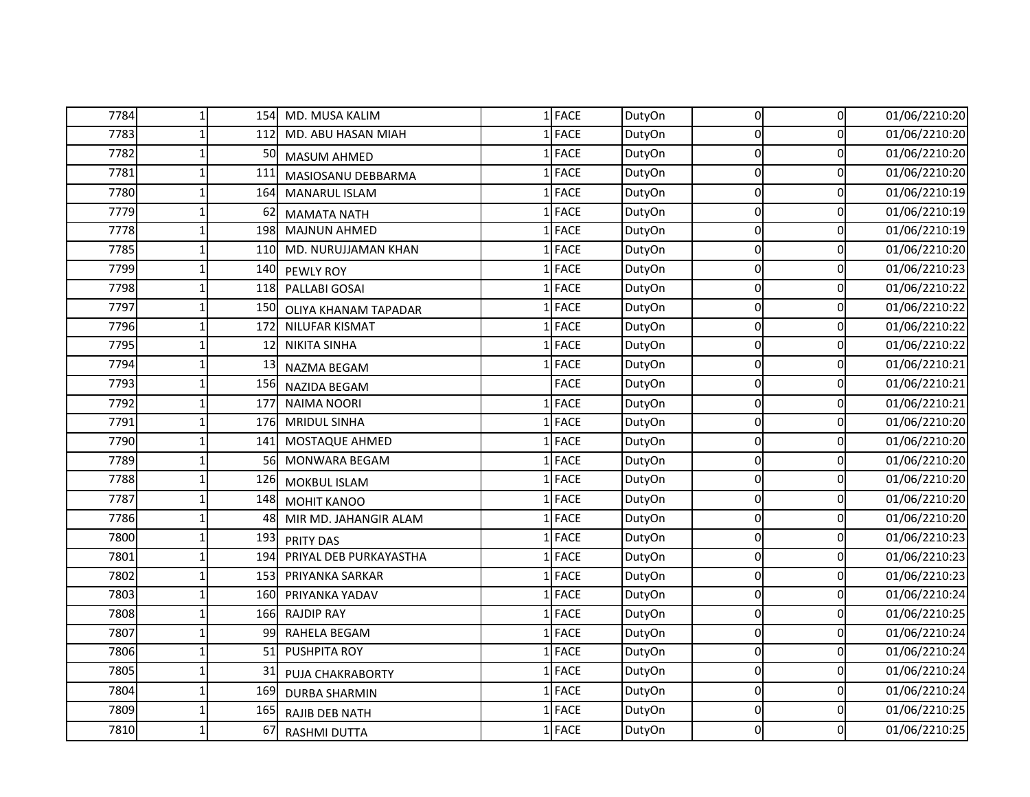| | | | | | | | | | |
|---|---|---|---|---|---|---|---|---|---|
| 7784 | 1 | 154 | MD. MUSA KALIM | 1 | FACE | DutyOn | 0 | 0 | 01/06/2210:20 |
| 7783 | 1 | 112 | MD. ABU HASAN MIAH | 1 | FACE | DutyOn | 0 | 0 | 01/06/2210:20 |
| 7782 | 1 | 50 | MASUM AHMED | 1 | FACE | DutyOn | 0 | 0 | 01/06/2210:20 |
| 7781 | 1 | 111 | MASIOSANU DEBBARMA | 1 | FACE | DutyOn | 0 | 0 | 01/06/2210:20 |
| 7780 | 1 | 164 | MANARUL ISLAM | 1 | FACE | DutyOn | 0 | 0 | 01/06/2210:19 |
| 7779 | 1 | 62 | MAMATA NATH | 1 | FACE | DutyOn | 0 | 0 | 01/06/2210:19 |
| 7778 | 1 | 198 | MAJNUN AHMED | 1 | FACE | DutyOn | 0 | 0 | 01/06/2210:19 |
| 7785 | 1 | 110 | MD. NURUJJAMAN KHAN | 1 | FACE | DutyOn | 0 | 0 | 01/06/2210:20 |
| 7799 | 1 | 140 | PEWLY ROY | 1 | FACE | DutyOn | 0 | 0 | 01/06/2210:23 |
| 7798 | 1 | 118 | PALLABI GOSAI | 1 | FACE | DutyOn | 0 | 0 | 01/06/2210:22 |
| 7797 | 1 | 150 | OLIYA KHANAM TAPADAR | 1 | FACE | DutyOn | 0 | 0 | 01/06/2210:22 |
| 7796 | 1 | 172 | NILUFAR KISMAT | 1 | FACE | DutyOn | 0 | 0 | 01/06/2210:22 |
| 7795 | 1 | 12 | NIKITA SINHA | 1 | FACE | DutyOn | 0 | 0 | 01/06/2210:22 |
| 7794 | 1 | 13 | NAZMA BEGAM | 1 | FACE | DutyOn | 0 | 0 | 01/06/2210:21 |
| 7793 | 1 | 156 | NAZIDA BEGAM | | FACE | DutyOn | 0 | 0 | 01/06/2210:21 |
| 7792 | 1 | 177 | NAIMA NOORI | 1 | FACE | DutyOn | 0 | 0 | 01/06/2210:21 |
| 7791 | 1 | 176 | MRIDUL SINHA | 1 | FACE | DutyOn | 0 | 0 | 01/06/2210:20 |
| 7790 | 1 | 141 | MOSTAQUE AHMED | 1 | FACE | DutyOn | 0 | 0 | 01/06/2210:20 |
| 7789 | 1 | 56 | MONWARA BEGAM | 1 | FACE | DutyOn | 0 | 0 | 01/06/2210:20 |
| 7788 | 1 | 126 | MOKBUL ISLAM | 1 | FACE | DutyOn | 0 | 0 | 01/06/2210:20 |
| 7787 | 1 | 148 | MOHIT KANOO | 1 | FACE | DutyOn | 0 | 0 | 01/06/2210:20 |
| 7786 | 1 | 48 | MIR MD. JAHANGIR ALAM | 1 | FACE | DutyOn | 0 | 0 | 01/06/2210:20 |
| 7800 | 1 | 193 | PRITY DAS | 1 | FACE | DutyOn | 0 | 0 | 01/06/2210:23 |
| 7801 | 1 | 194 | PRIYAL DEB PURKAYASTHA | 1 | FACE | DutyOn | 0 | 0 | 01/06/2210:23 |
| 7802 | 1 | 153 | PRIYANKA SARKAR | 1 | FACE | DutyOn | 0 | 0 | 01/06/2210:23 |
| 7803 | 1 | 160 | PRIYANKA YADAV | 1 | FACE | DutyOn | 0 | 0 | 01/06/2210:24 |
| 7808 | 1 | 166 | RAJDIP RAY | 1 | FACE | DutyOn | 0 | 0 | 01/06/2210:25 |
| 7807 | 1 | 99 | RAHELA BEGAM | 1 | FACE | DutyOn | 0 | 0 | 01/06/2210:24 |
| 7806 | 1 | 51 | PUSHPITA ROY | 1 | FACE | DutyOn | 0 | 0 | 01/06/2210:24 |
| 7805 | 1 | 31 | PUJA CHAKRABORTY | 1 | FACE | DutyOn | 0 | 0 | 01/06/2210:24 |
| 7804 | 1 | 169 | DURBA SHARMIN | 1 | FACE | DutyOn | 0 | 0 | 01/06/2210:24 |
| 7809 | 1 | 165 | RAJIB DEB NATH | 1 | FACE | DutyOn | 0 | 0 | 01/06/2210:25 |
| 7810 | 1 | 67 | RASHMI DUTTA | 1 | FACE | DutyOn | 0 | 0 | 01/06/2210:25 |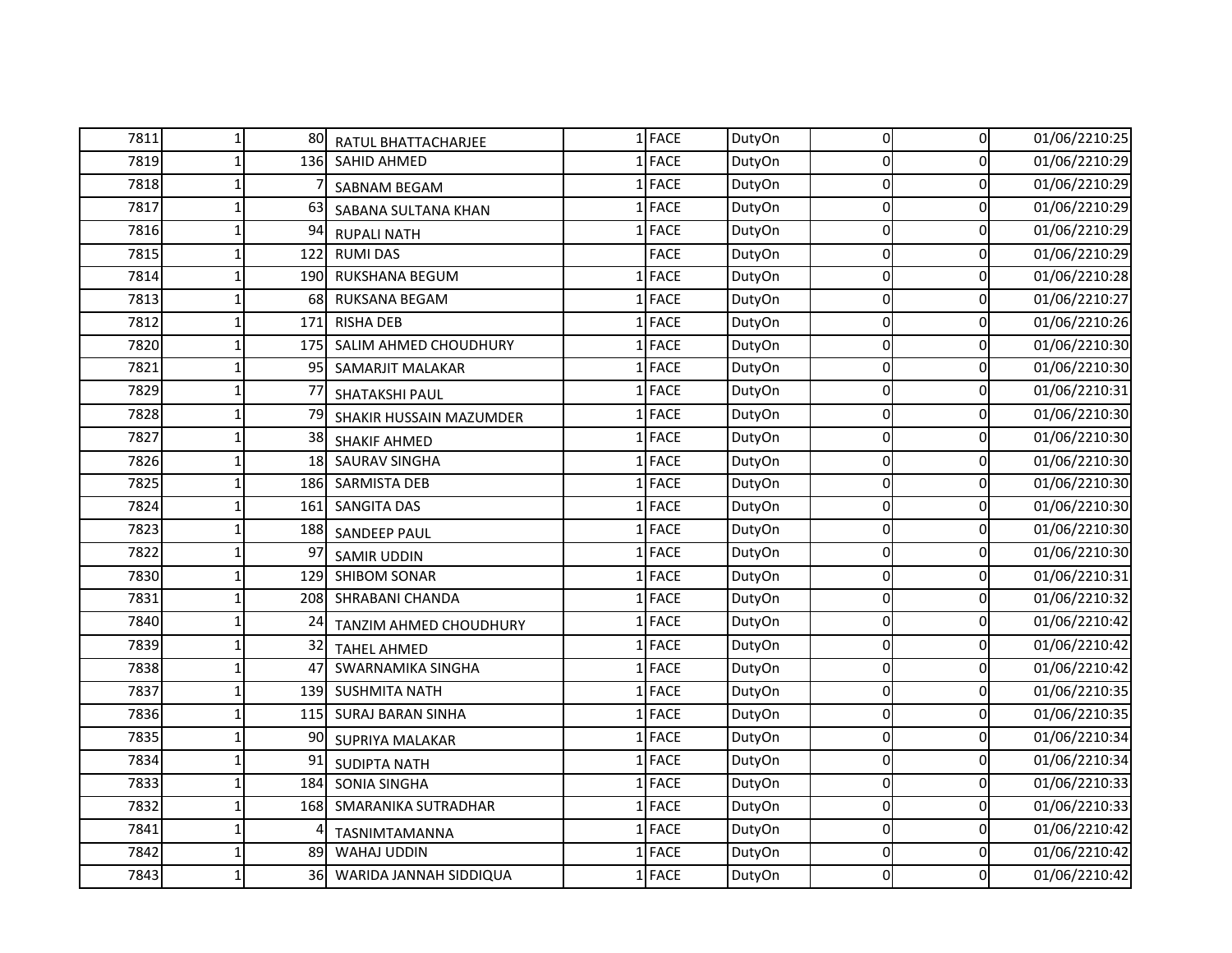| | | | | | | | | | |
|---|---|---|---|---|---|---|---|---|---|
| 7811 | 1 | 80 | RATUL BHATTACHARJEE | 1 | FACE | DutyOn | 0 | 0 | 01/06/2210:25 |
| 7819 | 1 | 136 | SAHID AHMED | 1 | FACE | DutyOn | 0 | 0 | 01/06/2210:29 |
| 7818 | 1 | 7 | SABNAM BEGAM | 1 | FACE | DutyOn | 0 | 0 | 01/06/2210:29 |
| 7817 | 1 | 63 | SABANA SULTANA KHAN | 1 | FACE | DutyOn | 0 | 0 | 01/06/2210:29 |
| 7816 | 1 | 94 | RUPALI NATH | 1 | FACE | DutyOn | 0 | 0 | 01/06/2210:29 |
| 7815 | 1 | 122 | RUMI DAS | | FACE | DutyOn | 0 | 0 | 01/06/2210:29 |
| 7814 | 1 | 190 | RUKSHANA BEGUM | 1 | FACE | DutyOn | 0 | 0 | 01/06/2210:28 |
| 7813 | 1 | 68 | RUKSANA BEGAM | 1 | FACE | DutyOn | 0 | 0 | 01/06/2210:27 |
| 7812 | 1 | 171 | RISHA DEB | 1 | FACE | DutyOn | 0 | 0 | 01/06/2210:26 |
| 7820 | 1 | 175 | SALIM AHMED CHOUDHURY | 1 | FACE | DutyOn | 0 | 0 | 01/06/2210:30 |
| 7821 | 1 | 95 | SAMARJIT MALAKAR | 1 | FACE | DutyOn | 0 | 0 | 01/06/2210:30 |
| 7829 | 1 | 77 | SHATAKSHI PAUL | 1 | FACE | DutyOn | 0 | 0 | 01/06/2210:31 |
| 7828 | 1 | 79 | SHAKIR HUSSAIN MAZUMDER | 1 | FACE | DutyOn | 0 | 0 | 01/06/2210:30 |
| 7827 | 1 | 38 | SHAKIF AHMED | 1 | FACE | DutyOn | 0 | 0 | 01/06/2210:30 |
| 7826 | 1 | 18 | SAURAV SINGHA | 1 | FACE | DutyOn | 0 | 0 | 01/06/2210:30 |
| 7825 | 1 | 186 | SARMISTA DEB | 1 | FACE | DutyOn | 0 | 0 | 01/06/2210:30 |
| 7824 | 1 | 161 | SANGITA DAS | 1 | FACE | DutyOn | 0 | 0 | 01/06/2210:30 |
| 7823 | 1 | 188 | SANDEEP PAUL | 1 | FACE | DutyOn | 0 | 0 | 01/06/2210:30 |
| 7822 | 1 | 97 | SAMIR UDDIN | 1 | FACE | DutyOn | 0 | 0 | 01/06/2210:30 |
| 7830 | 1 | 129 | SHIBOM SONAR | 1 | FACE | DutyOn | 0 | 0 | 01/06/2210:31 |
| 7831 | 1 | 208 | SHRABANI CHANDA | 1 | FACE | DutyOn | 0 | 0 | 01/06/2210:32 |
| 7840 | 1 | 24 | TANZIM AHMED CHOUDHURY | 1 | FACE | DutyOn | 0 | 0 | 01/06/2210:42 |
| 7839 | 1 | 32 | TAHEL AHMED | 1 | FACE | DutyOn | 0 | 0 | 01/06/2210:42 |
| 7838 | 1 | 47 | SWARNAMIKA SINGHA | 1 | FACE | DutyOn | 0 | 0 | 01/06/2210:42 |
| 7837 | 1 | 139 | SUSHMITA NATH | 1 | FACE | DutyOn | 0 | 0 | 01/06/2210:35 |
| 7836 | 1 | 115 | SURAJ BARAN SINHA | 1 | FACE | DutyOn | 0 | 0 | 01/06/2210:35 |
| 7835 | 1 | 90 | SUPRIYA MALAKAR | 1 | FACE | DutyOn | 0 | 0 | 01/06/2210:34 |
| 7834 | 1 | 91 | SUDIPTA NATH | 1 | FACE | DutyOn | 0 | 0 | 01/06/2210:34 |
| 7833 | 1 | 184 | SONIA SINGHA | 1 | FACE | DutyOn | 0 | 0 | 01/06/2210:33 |
| 7832 | 1 | 168 | SMARANIKA SUTRADHAR | 1 | FACE | DutyOn | 0 | 0 | 01/06/2210:33 |
| 7841 | 1 | 4 | TASNIMTAMANNA | 1 | FACE | DutyOn | 0 | 0 | 01/06/2210:42 |
| 7842 | 1 | 89 | WAHAJ UDDIN | 1 | FACE | DutyOn | 0 | 0 | 01/06/2210:42 |
| 7843 | 1 | 36 | WARIDA JANNAH SIDDIQUA | 1 | FACE | DutyOn | 0 | 0 | 01/06/2210:42 |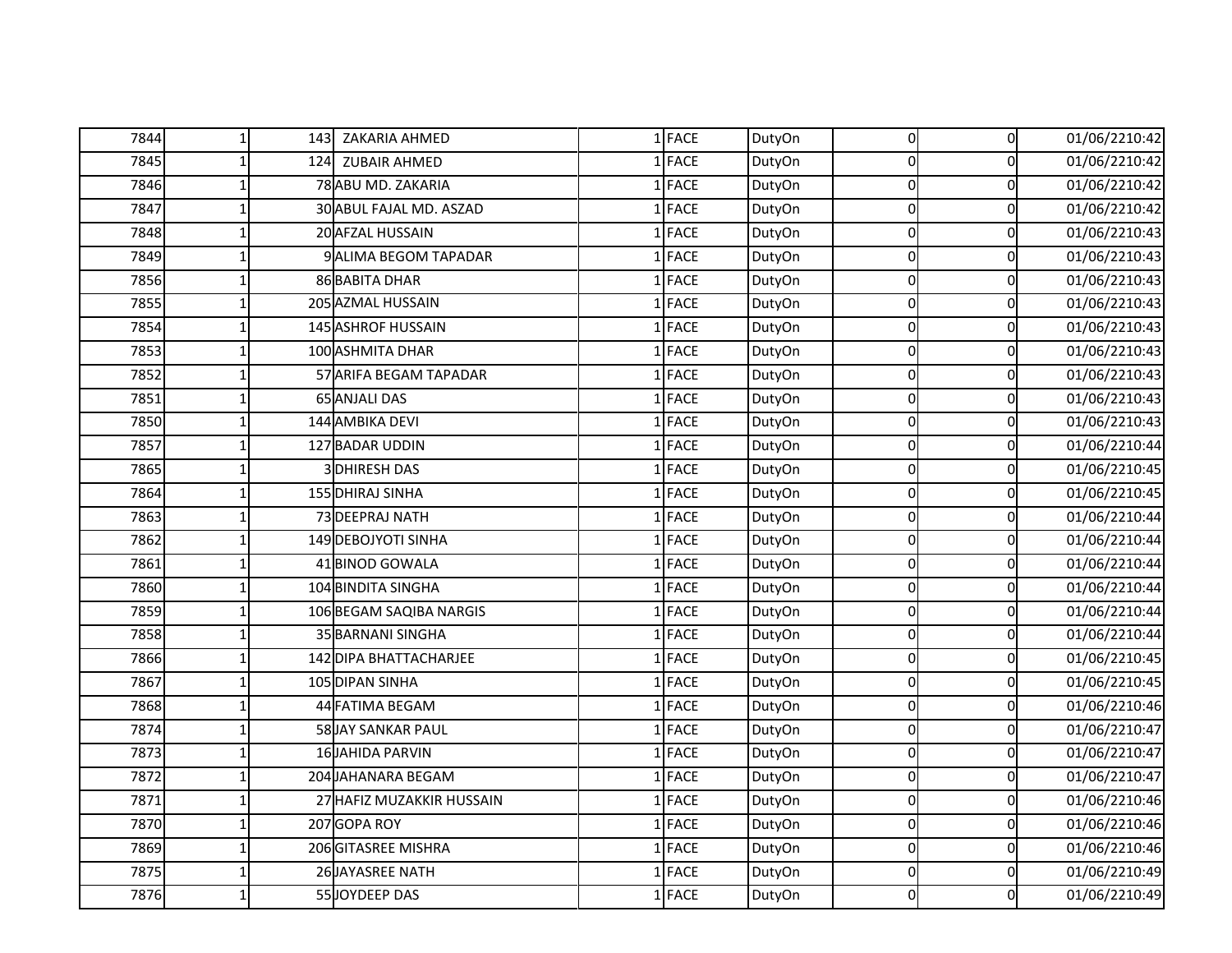| | | | | | | | | | |
|---|---|---|---|---|---|---|---|---|---|
| 7844 | 1 | 143 | ZAKARIA AHMED | 1 | FACE | DutyOn | 0 | 0 | 01/06/2210:42 |
| 7845 | 1 | 124 | ZUBAIR AHMED | 1 | FACE | DutyOn | 0 | 0 | 01/06/2210:42 |
| 7846 | 1 | 78 | ABU MD. ZAKARIA | 1 | FACE | DutyOn | 0 | 0 | 01/06/2210:42 |
| 7847 | 1 | 30 | ABUL FAJAL MD. ASZAD | 1 | FACE | DutyOn | 0 | 0 | 01/06/2210:42 |
| 7848 | 1 | 20 | AFZAL HUSSAIN | 1 | FACE | DutyOn | 0 | 0 | 01/06/2210:43 |
| 7849 | 1 | 9 | ALIMA BEGOM TAPADAR | 1 | FACE | DutyOn | 0 | 0 | 01/06/2210:43 |
| 7856 | 1 | 86 | BABITA DHAR | 1 | FACE | DutyOn | 0 | 0 | 01/06/2210:43 |
| 7855 | 1 | 205 | AZMAL HUSSAIN | 1 | FACE | DutyOn | 0 | 0 | 01/06/2210:43 |
| 7854 | 1 | 145 | ASHROF HUSSAIN | 1 | FACE | DutyOn | 0 | 0 | 01/06/2210:43 |
| 7853 | 1 | 100 | ASHMITA DHAR | 1 | FACE | DutyOn | 0 | 0 | 01/06/2210:43 |
| 7852 | 1 | 57 | ARIFA BEGAM TAPADAR | 1 | FACE | DutyOn | 0 | 0 | 01/06/2210:43 |
| 7851 | 1 | 65 | ANJALI DAS | 1 | FACE | DutyOn | 0 | 0 | 01/06/2210:43 |
| 7850 | 1 | 144 | AMBIKA DEVI | 1 | FACE | DutyOn | 0 | 0 | 01/06/2210:43 |
| 7857 | 1 | 127 | BADAR UDDIN | 1 | FACE | DutyOn | 0 | 0 | 01/06/2210:44 |
| 7865 | 1 | 3 | DHIRESH DAS | 1 | FACE | DutyOn | 0 | 0 | 01/06/2210:45 |
| 7864 | 1 | 155 | DHIRAJ SINHA | 1 | FACE | DutyOn | 0 | 0 | 01/06/2210:45 |
| 7863 | 1 | 73 | DEEPRAJ NATH | 1 | FACE | DutyOn | 0 | 0 | 01/06/2210:44 |
| 7862 | 1 | 149 | DEBOJYOTI SINHA | 1 | FACE | DutyOn | 0 | 0 | 01/06/2210:44 |
| 7861 | 1 | 41 | BINOD GOWALA | 1 | FACE | DutyOn | 0 | 0 | 01/06/2210:44 |
| 7860 | 1 | 104 | BINDITA SINGHA | 1 | FACE | DutyOn | 0 | 0 | 01/06/2210:44 |
| 7859 | 1 | 106 | BEGAM SAQIBA NARGIS | 1 | FACE | DutyOn | 0 | 0 | 01/06/2210:44 |
| 7858 | 1 | 35 | BARNANI SINGHA | 1 | FACE | DutyOn | 0 | 0 | 01/06/2210:44 |
| 7866 | 1 | 142 | DIPA BHATTACHARJEE | 1 | FACE | DutyOn | 0 | 0 | 01/06/2210:45 |
| 7867 | 1 | 105 | DIPAN SINHA | 1 | FACE | DutyOn | 0 | 0 | 01/06/2210:45 |
| 7868 | 1 | 44 | FATIMA BEGAM | 1 | FACE | DutyOn | 0 | 0 | 01/06/2210:46 |
| 7874 | 1 | 58 | JAY SANKAR PAUL | 1 | FACE | DutyOn | 0 | 0 | 01/06/2210:47 |
| 7873 | 1 | 16 | JAHIDA PARVIN | 1 | FACE | DutyOn | 0 | 0 | 01/06/2210:47 |
| 7872 | 1 | 204 | JAHANARA BEGAM | 1 | FACE | DutyOn | 0 | 0 | 01/06/2210:47 |
| 7871 | 1 | 27 | HAFIZ MUZAKKIR HUSSAIN | 1 | FACE | DutyOn | 0 | 0 | 01/06/2210:46 |
| 7870 | 1 | 207 | GOPA ROY | 1 | FACE | DutyOn | 0 | 0 | 01/06/2210:46 |
| 7869 | 1 | 206 | GITASREE MISHRA | 1 | FACE | DutyOn | 0 | 0 | 01/06/2210:46 |
| 7875 | 1 | 26 | JAYASREE NATH | 1 | FACE | DutyOn | 0 | 0 | 01/06/2210:49 |
| 7876 | 1 | 55 | JOYDEEP DAS | 1 | FACE | DutyOn | 0 | 0 | 01/06/2210:49 |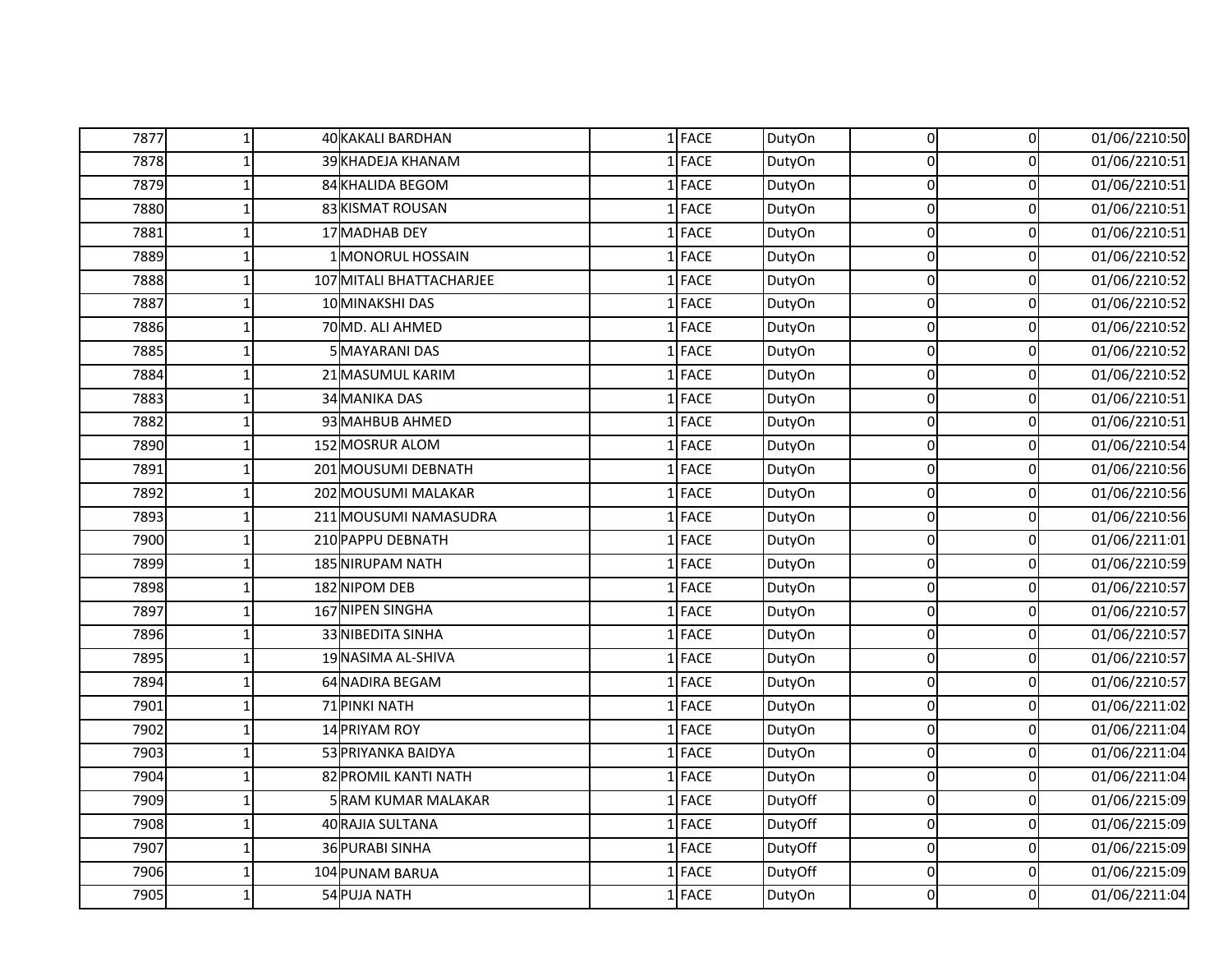| | | | | | | | | | |
|---|---|---|---|---|---|---|---|---|---|
| 7877 | 1 | 40 | KAKALI BARDHAN | 1 | FACE | DutyOn | 0 | 0 | 01/06/2210:50 |
| 7878 | 1 | 39 | KHADEJA KHANAM | 1 | FACE | DutyOn | 0 | 0 | 01/06/2210:51 |
| 7879 | 1 | 84 | KHALIDA BEGOM | 1 | FACE | DutyOn | 0 | 0 | 01/06/2210:51 |
| 7880 | 1 | 83 | KISMAT ROUSAN | 1 | FACE | DutyOn | 0 | 0 | 01/06/2210:51 |
| 7881 | 1 | 17 | MADHAB DEY | 1 | FACE | DutyOn | 0 | 0 | 01/06/2210:51 |
| 7889 | 1 | 1 | MONORUL HOSSAIN | 1 | FACE | DutyOn | 0 | 0 | 01/06/2210:52 |
| 7888 | 1 | 107 | MITALI BHATTACHARJEE | 1 | FACE | DutyOn | 0 | 0 | 01/06/2210:52 |
| 7887 | 1 | 10 | MINAKSHI DAS | 1 | FACE | DutyOn | 0 | 0 | 01/06/2210:52 |
| 7886 | 1 | 70 | MD. ALI AHMED | 1 | FACE | DutyOn | 0 | 0 | 01/06/2210:52 |
| 7885 | 1 | 5 | MAYARANI DAS | 1 | FACE | DutyOn | 0 | 0 | 01/06/2210:52 |
| 7884 | 1 | 21 | MASUMUL KARIM | 1 | FACE | DutyOn | 0 | 0 | 01/06/2210:52 |
| 7883 | 1 | 34 | MANIKA DAS | 1 | FACE | DutyOn | 0 | 0 | 01/06/2210:51 |
| 7882 | 1 | 93 | MAHBUB AHMED | 1 | FACE | DutyOn | 0 | 0 | 01/06/2210:51 |
| 7890 | 1 | 152 | MOSRUR ALOM | 1 | FACE | DutyOn | 0 | 0 | 01/06/2210:54 |
| 7891 | 1 | 201 | MOUSUMI DEBNATH | 1 | FACE | DutyOn | 0 | 0 | 01/06/2210:56 |
| 7892 | 1 | 202 | MOUSUMI MALAKAR | 1 | FACE | DutyOn | 0 | 0 | 01/06/2210:56 |
| 7893 | 1 | 211 | MOUSUMI NAMASUDRA | 1 | FACE | DutyOn | 0 | 0 | 01/06/2210:56 |
| 7900 | 1 | 210 | PAPPU DEBNATH | 1 | FACE | DutyOn | 0 | 0 | 01/06/2211:01 |
| 7899 | 1 | 185 | NIRUPAM NATH | 1 | FACE | DutyOn | 0 | 0 | 01/06/2210:59 |
| 7898 | 1 | 182 | NIPOM DEB | 1 | FACE | DutyOn | 0 | 0 | 01/06/2210:57 |
| 7897 | 1 | 167 | NIPEN SINGHA | 1 | FACE | DutyOn | 0 | 0 | 01/06/2210:57 |
| 7896 | 1 | 33 | NIBEDITA SINHA | 1 | FACE | DutyOn | 0 | 0 | 01/06/2210:57 |
| 7895 | 1 | 19 | NASIMA AL-SHIVA | 1 | FACE | DutyOn | 0 | 0 | 01/06/2210:57 |
| 7894 | 1 | 64 | NADIRA BEGAM | 1 | FACE | DutyOn | 0 | 0 | 01/06/2210:57 |
| 7901 | 1 | 71 | PINKI NATH | 1 | FACE | DutyOn | 0 | 0 | 01/06/2211:02 |
| 7902 | 1 | 14 | PRIYAM ROY | 1 | FACE | DutyOn | 0 | 0 | 01/06/2211:04 |
| 7903 | 1 | 53 | PRIYANKA BAIDYA | 1 | FACE | DutyOn | 0 | 0 | 01/06/2211:04 |
| 7904 | 1 | 82 | PROMIL KANTI NATH | 1 | FACE | DutyOn | 0 | 0 | 01/06/2211:04 |
| 7909 | 1 | 5 | RAM KUMAR MALAKAR | 1 | FACE | DutyOff | 0 | 0 | 01/06/2215:09 |
| 7908 | 1 | 40 | RAJIA SULTANA | 1 | FACE | DutyOff | 0 | 0 | 01/06/2215:09 |
| 7907 | 1 | 36 | PURABI SINHA | 1 | FACE | DutyOff | 0 | 0 | 01/06/2215:09 |
| 7906 | 1 | 104 | PUNAM BARUA | 1 | FACE | DutyOff | 0 | 0 | 01/06/2215:09 |
| 7905 | 1 | 54 | PUJA NATH | 1 | FACE | DutyOn | 0 | 0 | 01/06/2211:04 |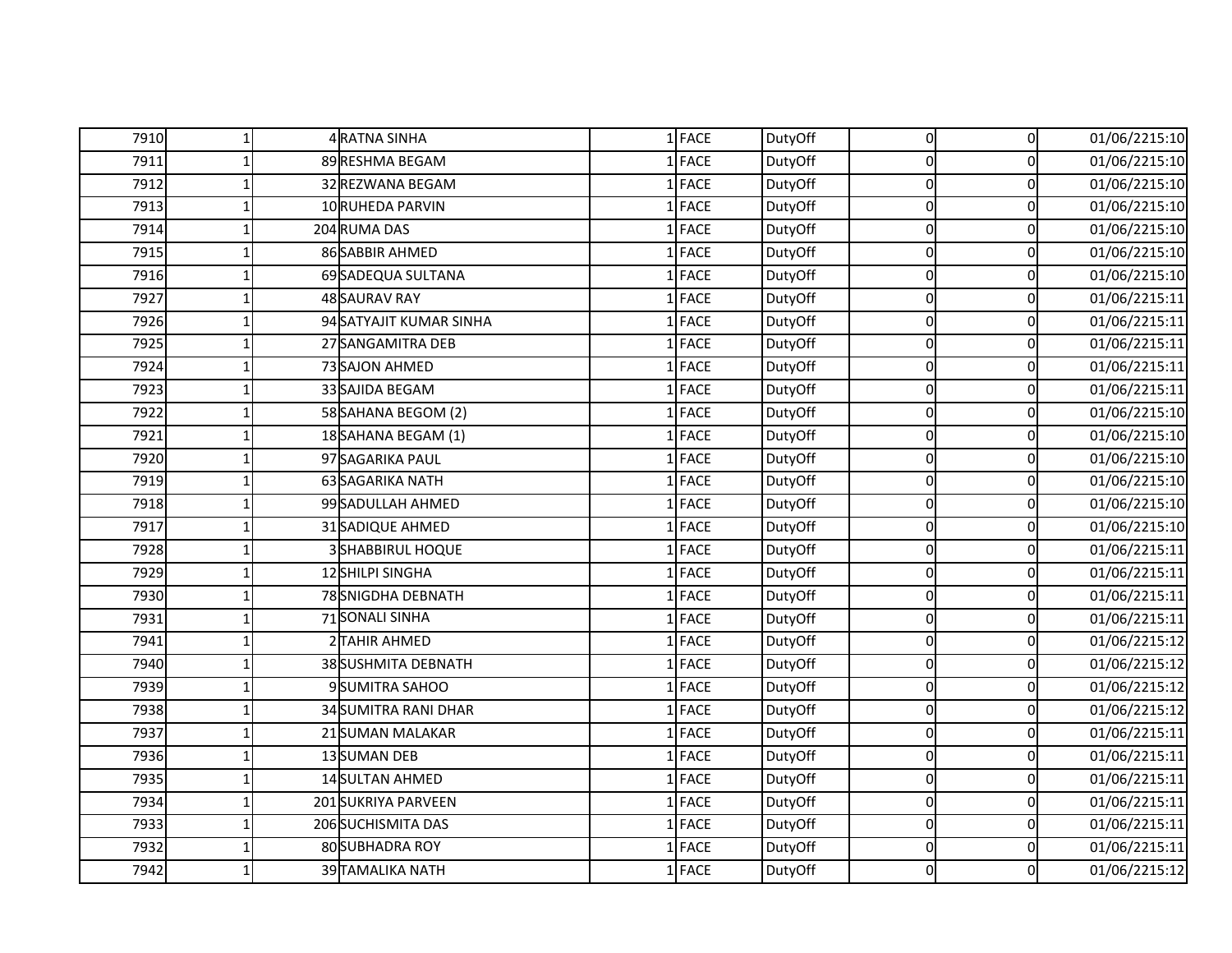| | | | | | | | | | |
|---|---|---|---|---|---|---|---|---|---|
| 7910 | 1 | 4 | RATNA SINHA | 1 | FACE | DutyOff | 0 | 0 | 01/06/2215:10 |
| 7911 | 1 | 89 | RESHMA BEGAM | 1 | FACE | DutyOff | 0 | 0 | 01/06/2215:10 |
| 7912 | 1 | 32 | REZWANA BEGAM | 1 | FACE | DutyOff | 0 | 0 | 01/06/2215:10 |
| 7913 | 1 | 10 | RUHEDA PARVIN | 1 | FACE | DutyOff | 0 | 0 | 01/06/2215:10 |
| 7914 | 1 | 204 | RUMA DAS | 1 | FACE | DutyOff | 0 | 0 | 01/06/2215:10 |
| 7915 | 1 | 86 | SABBIR AHMED | 1 | FACE | DutyOff | 0 | 0 | 01/06/2215:10 |
| 7916 | 1 | 69 | SADEQUA SULTANA | 1 | FACE | DutyOff | 0 | 0 | 01/06/2215:10 |
| 7927 | 1 | 48 | SAURAV RAY | 1 | FACE | DutyOff | 0 | 0 | 01/06/2215:11 |
| 7926 | 1 | 94 | SATYAJIT KUMAR SINHA | 1 | FACE | DutyOff | 0 | 0 | 01/06/2215:11 |
| 7925 | 1 | 27 | SANGAMITRA DEB | 1 | FACE | DutyOff | 0 | 0 | 01/06/2215:11 |
| 7924 | 1 | 73 | SAJON AHMED | 1 | FACE | DutyOff | 0 | 0 | 01/06/2215:11 |
| 7923 | 1 | 33 | SAJIDA BEGAM | 1 | FACE | DutyOff | 0 | 0 | 01/06/2215:11 |
| 7922 | 1 | 58 | SAHANA BEGOM (2) | 1 | FACE | DutyOff | 0 | 0 | 01/06/2215:10 |
| 7921 | 1 | 18 | SAHANA BEGAM (1) | 1 | FACE | DutyOff | 0 | 0 | 01/06/2215:10 |
| 7920 | 1 | 97 | SAGARIKA PAUL | 1 | FACE | DutyOff | 0 | 0 | 01/06/2215:10 |
| 7919 | 1 | 63 | SAGARIKA NATH | 1 | FACE | DutyOff | 0 | 0 | 01/06/2215:10 |
| 7918 | 1 | 99 | SADULLAH AHMED | 1 | FACE | DutyOff | 0 | 0 | 01/06/2215:10 |
| 7917 | 1 | 31 | SADIQUE AHMED | 1 | FACE | DutyOff | 0 | 0 | 01/06/2215:10 |
| 7928 | 1 | 3 | SHABBIRUL HOQUE | 1 | FACE | DutyOff | 0 | 0 | 01/06/2215:11 |
| 7929 | 1 | 12 | SHILPI SINGHA | 1 | FACE | DutyOff | 0 | 0 | 01/06/2215:11 |
| 7930 | 1 | 78 | SNIGDHA DEBNATH | 1 | FACE | DutyOff | 0 | 0 | 01/06/2215:11 |
| 7931 | 1 | 71 | SONALI SINHA | 1 | FACE | DutyOff | 0 | 0 | 01/06/2215:11 |
| 7941 | 1 | 2 | TAHIR AHMED | 1 | FACE | DutyOff | 0 | 0 | 01/06/2215:12 |
| 7940 | 1 | 38 | SUSHMITA DEBNATH | 1 | FACE | DutyOff | 0 | 0 | 01/06/2215:12 |
| 7939 | 1 | 9 | SUMITRA SAHOO | 1 | FACE | DutyOff | 0 | 0 | 01/06/2215:12 |
| 7938 | 1 | 34 | SUMITRA RANI DHAR | 1 | FACE | DutyOff | 0 | 0 | 01/06/2215:12 |
| 7937 | 1 | 21 | SUMAN MALAKAR | 1 | FACE | DutyOff | 0 | 0 | 01/06/2215:11 |
| 7936 | 1 | 13 | SUMAN DEB | 1 | FACE | DutyOff | 0 | 0 | 01/06/2215:11 |
| 7935 | 1 | 14 | SULTAN AHMED | 1 | FACE | DutyOff | 0 | 0 | 01/06/2215:11 |
| 7934 | 1 | 201 | SUKRIYA PARVEEN | 1 | FACE | DutyOff | 0 | 0 | 01/06/2215:11 |
| 7933 | 1 | 206 | SUCHISMITA DAS | 1 | FACE | DutyOff | 0 | 0 | 01/06/2215:11 |
| 7932 | 1 | 80 | SUBHADRA ROY | 1 | FACE | DutyOff | 0 | 0 | 01/06/2215:11 |
| 7942 | 1 | 39 | TAMALIKA NATH | 1 | FACE | DutyOff | 0 | 0 | 01/06/2215:12 |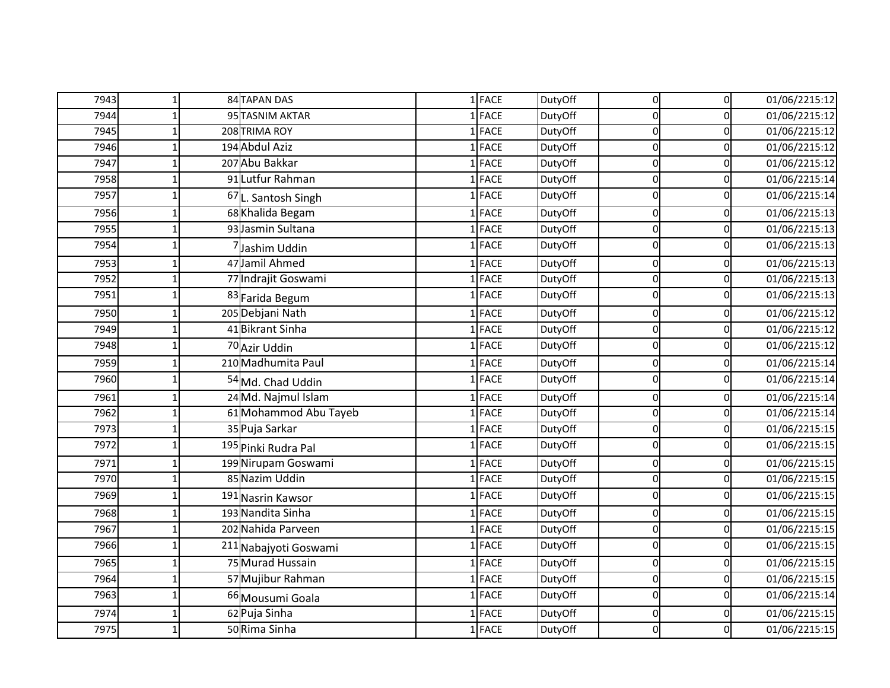| | | | | | | | | | |
|---|---|---|---|---|---|---|---|---|---|
| 7943 | 1 | 84 | TAPAN DAS | 1 | FACE | DutyOff | 0 | 0 | 01/06/2215:12 |
| 7944 | 1 | 95 | TASNIM AKTAR | 1 | FACE | DutyOff | 0 | 0 | 01/06/2215:12 |
| 7945 | 1 | 208 | TRIMA ROY | 1 | FACE | DutyOff | 0 | 0 | 01/06/2215:12 |
| 7946 | 1 | 194 | Abdul Aziz | 1 | FACE | DutyOff | 0 | 0 | 01/06/2215:12 |
| 7947 | 1 | 207 | Abu Bakkar | 1 | FACE | DutyOff | 0 | 0 | 01/06/2215:12 |
| 7958 | 1 | 91 | Lutfur Rahman | 1 | FACE | DutyOff | 0 | 0 | 01/06/2215:14 |
| 7957 | 1 | 67 | L. Santosh Singh | 1 | FACE | DutyOff | 0 | 0 | 01/06/2215:14 |
| 7956 | 1 | 68 | Khalida Begam | 1 | FACE | DutyOff | 0 | 0 | 01/06/2215:13 |
| 7955 | 1 | 93 | Jasmin Sultana | 1 | FACE | DutyOff | 0 | 0 | 01/06/2215:13 |
| 7954 | 1 | 7 | Jashim Uddin | 1 | FACE | DutyOff | 0 | 0 | 01/06/2215:13 |
| 7953 | 1 | 47 | Jamil Ahmed | 1 | FACE | DutyOff | 0 | 0 | 01/06/2215:13 |
| 7952 | 1 | 77 | Indrajit Goswami | 1 | FACE | DutyOff | 0 | 0 | 01/06/2215:13 |
| 7951 | 1 | 83 | Farida Begum | 1 | FACE | DutyOff | 0 | 0 | 01/06/2215:13 |
| 7950 | 1 | 205 | Debjani Nath | 1 | FACE | DutyOff | 0 | 0 | 01/06/2215:12 |
| 7949 | 1 | 41 | Bikrant Sinha | 1 | FACE | DutyOff | 0 | 0 | 01/06/2215:12 |
| 7948 | 1 | 70 | Azir Uddin | 1 | FACE | DutyOff | 0 | 0 | 01/06/2215:12 |
| 7959 | 1 | 210 | Madhumita Paul | 1 | FACE | DutyOff | 0 | 0 | 01/06/2215:14 |
| 7960 | 1 | 54 | Md. Chad Uddin | 1 | FACE | DutyOff | 0 | 0 | 01/06/2215:14 |
| 7961 | 1 | 24 | Md. Najmul Islam | 1 | FACE | DutyOff | 0 | 0 | 01/06/2215:14 |
| 7962 | 1 | 61 | Mohammod Abu Tayeb | 1 | FACE | DutyOff | 0 | 0 | 01/06/2215:14 |
| 7973 | 1 | 35 | Puja Sarkar | 1 | FACE | DutyOff | 0 | 0 | 01/06/2215:15 |
| 7972 | 1 | 195 | Pinki Rudra Pal | 1 | FACE | DutyOff | 0 | 0 | 01/06/2215:15 |
| 7971 | 1 | 199 | Nirupam Goswami | 1 | FACE | DutyOff | 0 | 0 | 01/06/2215:15 |
| 7970 | 1 | 85 | Nazim Uddin | 1 | FACE | DutyOff | 0 | 0 | 01/06/2215:15 |
| 7969 | 1 | 191 | Nasrin Kawsor | 1 | FACE | DutyOff | 0 | 0 | 01/06/2215:15 |
| 7968 | 1 | 193 | Nandita Sinha | 1 | FACE | DutyOff | 0 | 0 | 01/06/2215:15 |
| 7967 | 1 | 202 | Nahida Parveen | 1 | FACE | DutyOff | 0 | 0 | 01/06/2215:15 |
| 7966 | 1 | 211 | Nabajyoti Goswami | 1 | FACE | DutyOff | 0 | 0 | 01/06/2215:15 |
| 7965 | 1 | 75 | Murad Hussain | 1 | FACE | DutyOff | 0 | 0 | 01/06/2215:15 |
| 7964 | 1 | 57 | Mujibur Rahman | 1 | FACE | DutyOff | 0 | 0 | 01/06/2215:15 |
| 7963 | 1 | 66 | Mousumi Goala | 1 | FACE | DutyOff | 0 | 0 | 01/06/2215:14 |
| 7974 | 1 | 62 | Puja Sinha | 1 | FACE | DutyOff | 0 | 0 | 01/06/2215:15 |
| 7975 | 1 | 50 | Rima Sinha | 1 | FACE | DutyOff | 0 | 0 | 01/06/2215:15 |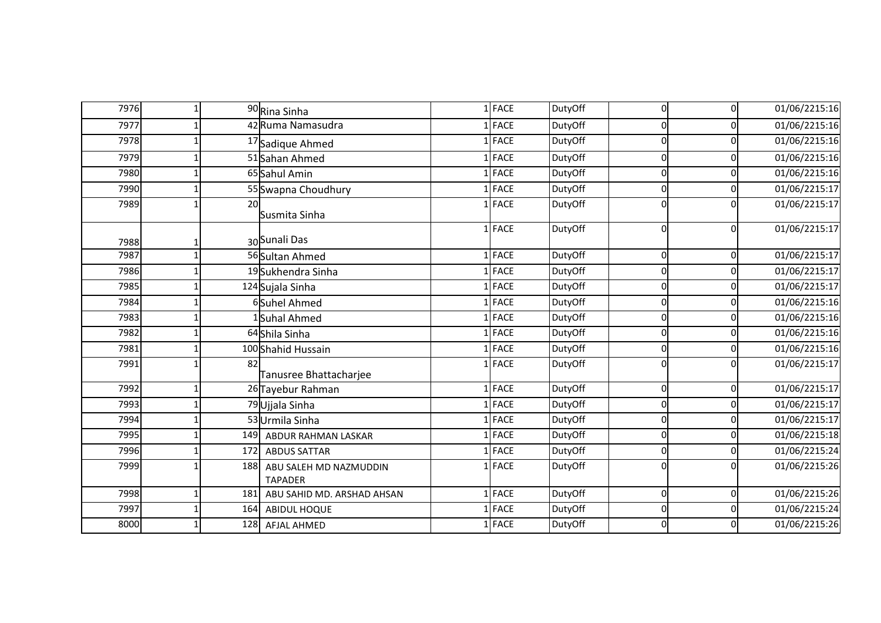| | | | | | | | | | |
|---|---|---|---|---|---|---|---|---|---|
| 7976 | 1 | 90 | Rina Sinha | 1 | FACE | DutyOff | 0 | 0 | 01/06/2215:16 |
| 7977 | 1 | 42 | Ruma Namasudra | 1 | FACE | DutyOff | 0 | 0 | 01/06/2215:16 |
| 7978 | 1 | 17 | Sadique Ahmed | 1 | FACE | DutyOff | 0 | 0 | 01/06/2215:16 |
| 7979 | 1 | 51 | Sahan Ahmed | 1 | FACE | DutyOff | 0 | 0 | 01/06/2215:16 |
| 7980 | 1 | 65 | Sahul Amin | 1 | FACE | DutyOff | 0 | 0 | 01/06/2215:16 |
| 7990 | 1 | 55 | Swapna Choudhury | 1 | FACE | DutyOff | 0 | 0 | 01/06/2215:17 |
| 7989 | 1 | 20 | Susmita Sinha | 1 | FACE | DutyOff | 0 | 0 | 01/06/2215:17 |
| 7988 | 1 | 30 | Sunali Das | 1 | FACE | DutyOff | 0 | 0 | 01/06/2215:17 |
| 7987 | 1 | 56 | Sultan Ahmed | 1 | FACE | DutyOff | 0 | 0 | 01/06/2215:17 |
| 7986 | 1 | 19 | Sukhendra Sinha | 1 | FACE | DutyOff | 0 | 0 | 01/06/2215:17 |
| 7985 | 1 | 124 | Sujala Sinha | 1 | FACE | DutyOff | 0 | 0 | 01/06/2215:17 |
| 7984 | 1 | 6 | Suhel Ahmed | 1 | FACE | DutyOff | 0 | 0 | 01/06/2215:16 |
| 7983 | 1 | 1 | Suhal Ahmed | 1 | FACE | DutyOff | 0 | 0 | 01/06/2215:16 |
| 7982 | 1 | 64 | Shila Sinha | 1 | FACE | DutyOff | 0 | 0 | 01/06/2215:16 |
| 7981 | 1 | 100 | Shahid Hussain | 1 | FACE | DutyOff | 0 | 0 | 01/06/2215:16 |
| 7991 | 1 | 82 | Tanusree Bhattacharjee | 1 | FACE | DutyOff | 0 | 0 | 01/06/2215:17 |
| 7992 | 1 | 26 | Tayebur Rahman | 1 | FACE | DutyOff | 0 | 0 | 01/06/2215:17 |
| 7993 | 1 | 79 | Ujjala Sinha | 1 | FACE | DutyOff | 0 | 0 | 01/06/2215:17 |
| 7994 | 1 | 53 | Urmila Sinha | 1 | FACE | DutyOff | 0 | 0 | 01/06/2215:17 |
| 7995 | 1 | 149 | ABDUR RAHMAN LASKAR | 1 | FACE | DutyOff | 0 | 0 | 01/06/2215:18 |
| 7996 | 1 | 172 | ABDUS SATTAR | 1 | FACE | DutyOff | 0 | 0 | 01/06/2215:24 |
| 7999 | 1 | 188 | ABU SALEH MD NAZMUDDIN TAPADER | 1 | FACE | DutyOff | 0 | 0 | 01/06/2215:26 |
| 7998 | 1 | 181 | ABU SAHID MD. ARSHAD AHSAN | 1 | FACE | DutyOff | 0 | 0 | 01/06/2215:26 |
| 7997 | 1 | 164 | ABIDUL HOQUE | 1 | FACE | DutyOff | 0 | 0 | 01/06/2215:24 |
| 8000 | 1 | 128 | AFJAL AHMED | 1 | FACE | DutyOff | 0 | 0 | 01/06/2215:26 |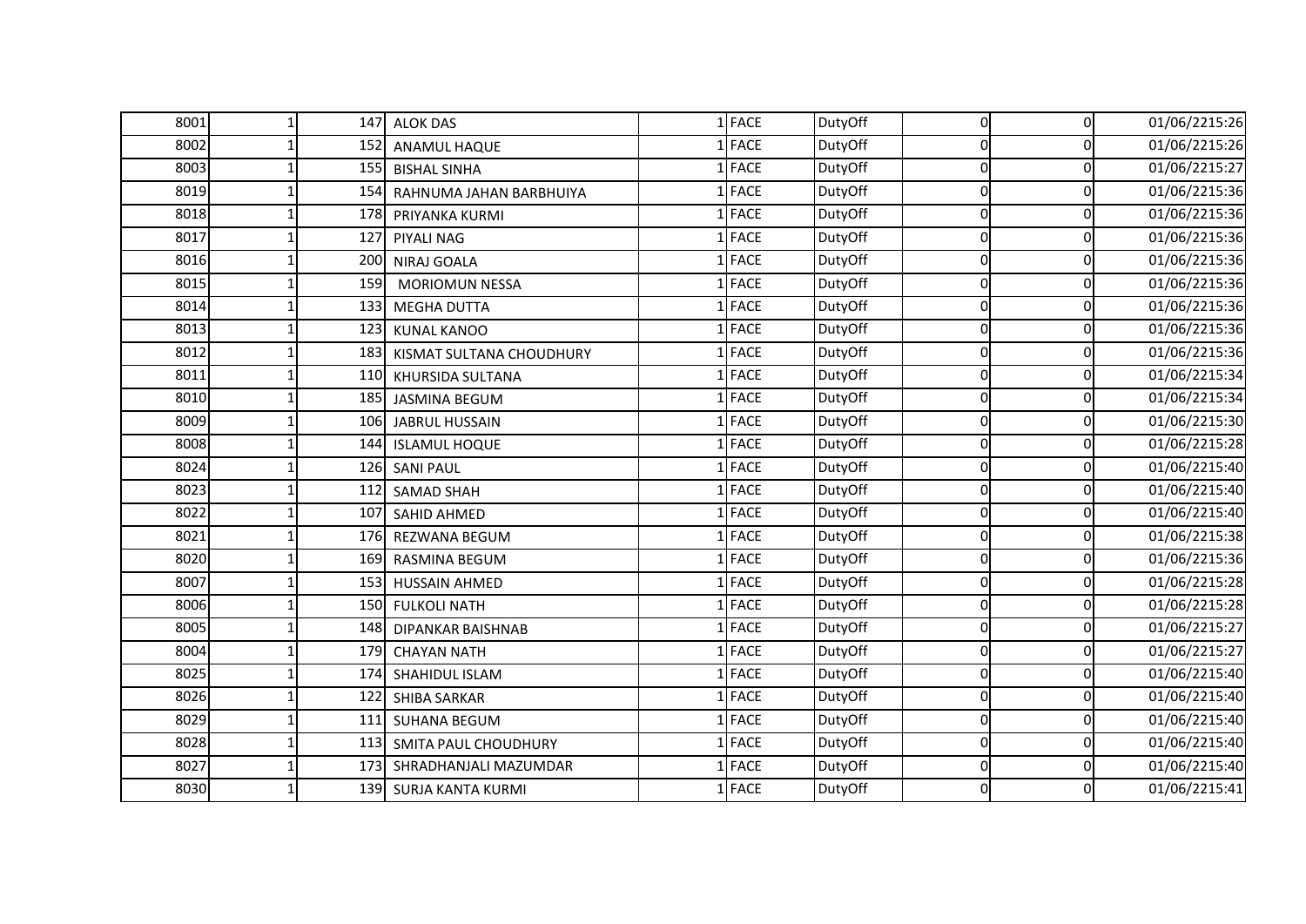| | | | | | | | | | |
|---|---|---|---|---|---|---|---|---|---|
| 8001 | 1 | 147 | ALOK DAS | 1 | FACE | DutyOff | 0 | 0 | 01/06/2215:26 |
| 8002 | 1 | 152 | ANAMUL HAQUE | 1 | FACE | DutyOff | 0 | 0 | 01/06/2215:26 |
| 8003 | 1 | 155 | BISHAL SINHA | 1 | FACE | DutyOff | 0 | 0 | 01/06/2215:27 |
| 8019 | 1 | 154 | RAHNUMA JAHAN BARBHUIYA | 1 | FACE | DutyOff | 0 | 0 | 01/06/2215:36 |
| 8018 | 1 | 178 | PRIYANKA KURMI | 1 | FACE | DutyOff | 0 | 0 | 01/06/2215:36 |
| 8017 | 1 | 127 | PIYALI NAG | 1 | FACE | DutyOff | 0 | 0 | 01/06/2215:36 |
| 8016 | 1 | 200 | NIRAJ GOALA | 1 | FACE | DutyOff | 0 | 0 | 01/06/2215:36 |
| 8015 | 1 | 159 | MORIOMUN NESSA | 1 | FACE | DutyOff | 0 | 0 | 01/06/2215:36 |
| 8014 | 1 | 133 | MEGHA DUTTA | 1 | FACE | DutyOff | 0 | 0 | 01/06/2215:36 |
| 8013 | 1 | 123 | KUNAL KANOO | 1 | FACE | DutyOff | 0 | 0 | 01/06/2215:36 |
| 8012 | 1 | 183 | KISMAT SULTANA CHOUDHURY | 1 | FACE | DutyOff | 0 | 0 | 01/06/2215:36 |
| 8011 | 1 | 110 | KHURSIDA SULTANA | 1 | FACE | DutyOff | 0 | 0 | 01/06/2215:34 |
| 8010 | 1 | 185 | JASMINA BEGUM | 1 | FACE | DutyOff | 0 | 0 | 01/06/2215:34 |
| 8009 | 1 | 106 | JABRUL HUSSAIN | 1 | FACE | DutyOff | 0 | 0 | 01/06/2215:30 |
| 8008 | 1 | 144 | ISLAMUL HOQUE | 1 | FACE | DutyOff | 0 | 0 | 01/06/2215:28 |
| 8024 | 1 | 126 | SANI PAUL | 1 | FACE | DutyOff | 0 | 0 | 01/06/2215:40 |
| 8023 | 1 | 112 | SAMAD SHAH | 1 | FACE | DutyOff | 0 | 0 | 01/06/2215:40 |
| 8022 | 1 | 107 | SAHID AHMED | 1 | FACE | DutyOff | 0 | 0 | 01/06/2215:40 |
| 8021 | 1 | 176 | REZWANA BEGUM | 1 | FACE | DutyOff | 0 | 0 | 01/06/2215:38 |
| 8020 | 1 | 169 | RASMINA BEGUM | 1 | FACE | DutyOff | 0 | 0 | 01/06/2215:36 |
| 8007 | 1 | 153 | HUSSAIN AHMED | 1 | FACE | DutyOff | 0 | 0 | 01/06/2215:28 |
| 8006 | 1 | 150 | FULKOLI NATH | 1 | FACE | DutyOff | 0 | 0 | 01/06/2215:28 |
| 8005 | 1 | 148 | DIPANKAR BAISHNAB | 1 | FACE | DutyOff | 0 | 0 | 01/06/2215:27 |
| 8004 | 1 | 179 | CHAYAN NATH | 1 | FACE | DutyOff | 0 | 0 | 01/06/2215:27 |
| 8025 | 1 | 174 | SHAHIDUL ISLAM | 1 | FACE | DutyOff | 0 | 0 | 01/06/2215:40 |
| 8026 | 1 | 122 | SHIBA SARKAR | 1 | FACE | DutyOff | 0 | 0 | 01/06/2215:40 |
| 8029 | 1 | 111 | SUHANA BEGUM | 1 | FACE | DutyOff | 0 | 0 | 01/06/2215:40 |
| 8028 | 1 | 113 | SMITA PAUL CHOUDHURY | 1 | FACE | DutyOff | 0 | 0 | 01/06/2215:40 |
| 8027 | 1 | 173 | SHRADHANJALI MAZUMDAR | 1 | FACE | DutyOff | 0 | 0 | 01/06/2215:40 |
| 8030 | 1 | 139 | SURJA KANTA KURMI | 1 | FACE | DutyOff | 0 | 0 | 01/06/2215:41 |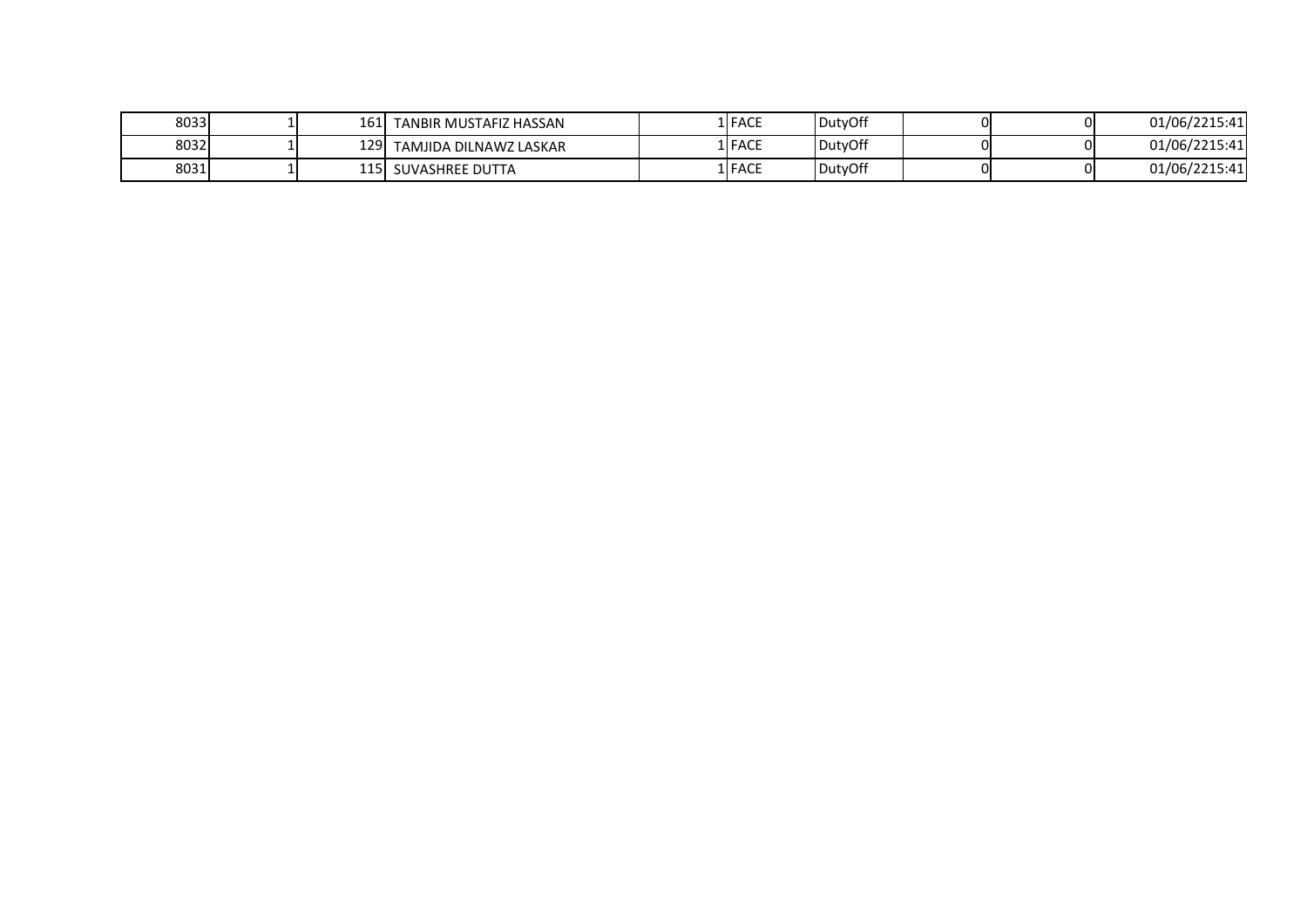| | | | | | | | | | |
|---|---|---|---|---|---|---|---|---|---|
| 8033 | 1 | 161 | TANBIR MUSTAFIZ HASSAN | 1 | FACE | DutyOff | 0 | 0 | 01/06/2215:41 |
| 8032 | 1 | 129 | TAMJIDA DILNAWZ LASKAR | 1 | FACE | DutyOff | 0 | 0 | 01/06/2215:41 |
| 8031 | 1 | 115 | SUVASHREE DUTTA | 1 | FACE | DutyOff | 0 | 0 | 01/06/2215:41 |